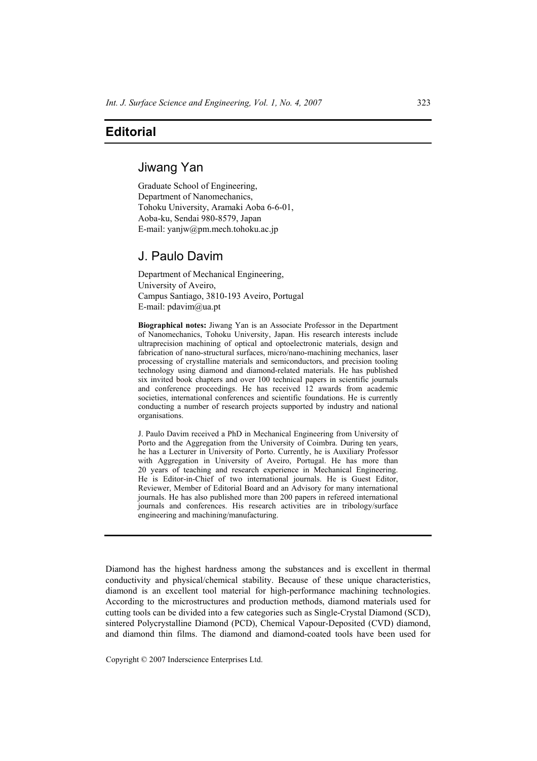# Editorial

## Jiwang Yan

Graduate School of Engineering,
Department of Nanomechanics,
Tohoku University, Aramaki Aoba 6-6-01,
Aoba-ku, Sendai 980-8579, Japan
E-mail: yanjw@pm.mech.tohoku.ac.jp

## J. Paulo Davim

Department of Mechanical Engineering,
University of Aveiro,
Campus Santiago, 3810-193 Aveiro, Portugal
E-mail: pdavim@ua.pt

**Biographical notes:** Jiwang Yan is an Associate Professor in the Department of Nanomechanics, Tohoku University, Japan. His research interests include ultraprecision machining of optical and optoelectronic materials, design and fabrication of nano-structural surfaces, micro/nano-machining mechanics, laser processing of crystalline materials and semiconductors, and precision tooling technology using diamond and diamond-related materials. He has published six invited book chapters and over 100 technical papers in scientific journals and conference proceedings. He has received 12 awards from academic societies, international conferences and scientific foundations. He is currently conducting a number of research projects supported by industry and national organisations.

J. Paulo Davim received a PhD in Mechanical Engineering from University of Porto and the Aggregation from the University of Coimbra. During ten years, he has a Lecturer in University of Porto. Currently, he is Auxiliary Professor with Aggregation in University of Aveiro, Portugal. He has more than 20 years of teaching and research experience in Mechanical Engineering. He is Editor-in-Chief of two international journals. He is Guest Editor, Reviewer, Member of Editorial Board and an Advisory for many international journals. He has also published more than 200 papers in refereed international journals and conferences. His research activities are in tribology/surface engineering and machining/manufacturing.

---

Diamond has the highest hardness among the substances and is excellent in thermal conductivity and physical/chemical stability. Because of these unique characteristics, diamond is an excellent tool material for high-performance machining technologies. According to the microstructures and production methods, diamond materials used for cutting tools can be divided into a few categories such as Single-Crystal Diamond (SCD), sintered Polycrystalline Diamond (PCD), Chemical Vapour-Deposited (CVD) diamond, and diamond thin films. The diamond and diamond-coated tools have been used for

Copyright © 2007 Inderscience Enterprises Ltd.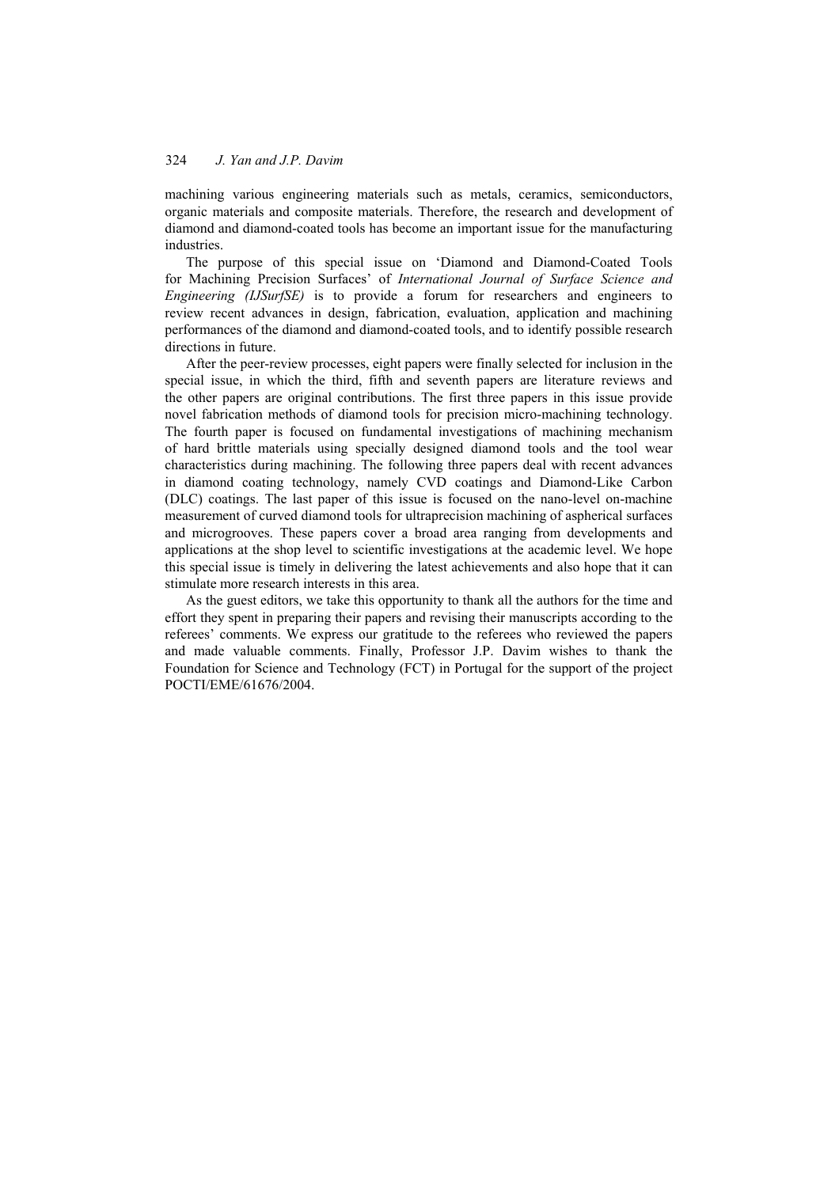machining various engineering materials such as metals, ceramics, semiconductors, organic materials and composite materials. Therefore, the research and development of diamond and diamond-coated tools has become an important issue for the manufacturing industries.

The purpose of this special issue on 'Diamond and Diamond-Coated Tools for Machining Precision Surfaces' of *International Journal of Surface Science and Engineering (IJSurfSE)* is to provide a forum for researchers and engineers to review recent advances in design, fabrication, evaluation, application and machining performances of the diamond and diamond-coated tools, and to identify possible research directions in future.

After the peer-review processes, eight papers were finally selected for inclusion in the special issue, in which the third, fifth and seventh papers are literature reviews and the other papers are original contributions. The first three papers in this issue provide novel fabrication methods of diamond tools for precision micro-machining technology. The fourth paper is focused on fundamental investigations of machining mechanism of hard brittle materials using specially designed diamond tools and the tool wear characteristics during machining. The following three papers deal with recent advances in diamond coating technology, namely CVD coatings and Diamond-Like Carbon (DLC) coatings. The last paper of this issue is focused on the nano-level on-machine measurement of curved diamond tools for ultraprecision machining of aspherical surfaces and microgrooves. These papers cover a broad area ranging from developments and applications at the shop level to scientific investigations at the academic level. We hope this special issue is timely in delivering the latest achievements and also hope that it can stimulate more research interests in this area.

As the guest editors, we take this opportunity to thank all the authors for the time and effort they spent in preparing their papers and revising their manuscripts according to the referees' comments. We express our gratitude to the referees who reviewed the papers and made valuable comments. Finally, Professor J.P. Davim wishes to thank the Foundation for Science and Technology (FCT) in Portugal for the support of the project POCTI/EME/61676/2004.